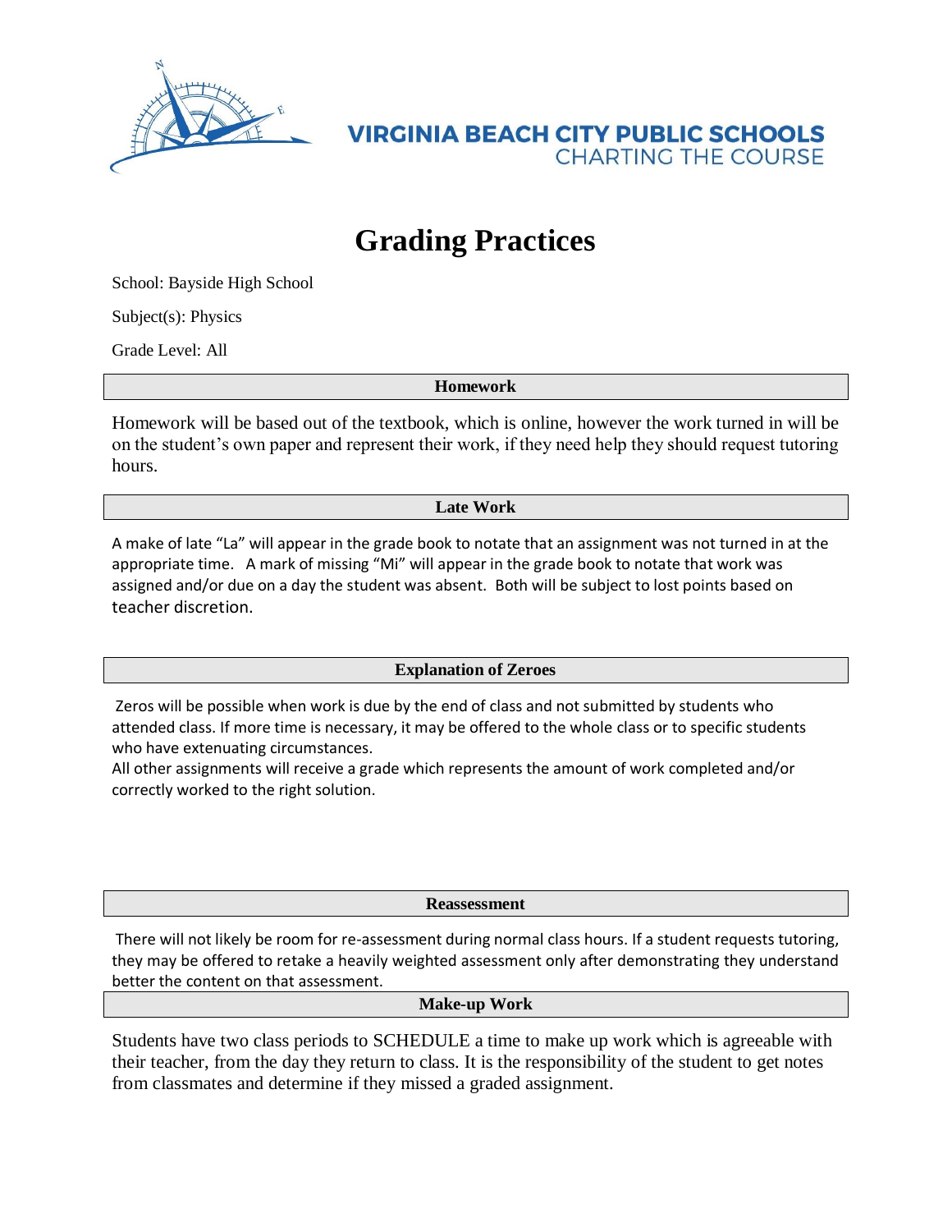VIRGINIA BEACH CITY PUBLIC SCHOOLS
CHARTING THE COURSE

# Grading Practices

School: Bayside High School

Subject(s): Physics

Grade Level: All

## Homework

Homework will be based out of the textbook, which is online, however the work turned in will be on the student's own paper and represent their work, if they need help they should request tutoring hours.

## Late Work

A make of late "La" will appear in the grade book to notate that an assignment was not turned in at the appropriate time. A mark of missing "Mi" will appear in the grade book to notate that work was assigned and/or due on a day the student was absent. Both will be subject to lost points based on teacher discretion.

## Explanation of Zeroes

Zeros will be possible when work is due by the end of class and not submitted by students who attended class. If more time is necessary, it may be offered to the whole class or to specific students who have extenuating circumstances.
All other assignments will receive a grade which represents the amount of work completed and/or correctly worked to the right solution.

## Reassessment

There will not likely be room for re-assessment during normal class hours. If a student requests tutoring, they may be offered to retake a heavily weighted assessment only after demonstrating they understand better the content on that assessment.

## Make-up Work

Students have two class periods to SCHEDULE a time to make up work which is agreeable with their teacher, from the day they return to class. It is the responsibility of the student to get notes from classmates and determine if they missed a graded assignment.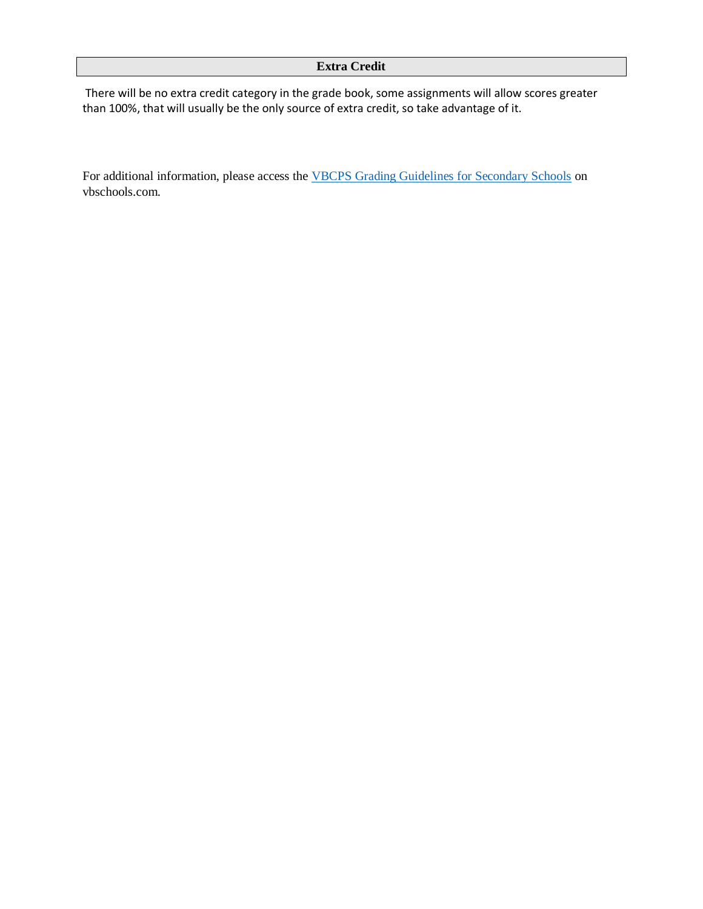## Extra Credit

There will be no extra credit category in the grade book, some assignments will allow scores greater than 100%, that will usually be the only source of extra credit, so take advantage of it.

For additional information, please access the VBCPS Grading Guidelines for Secondary Schools on vbschools.com.